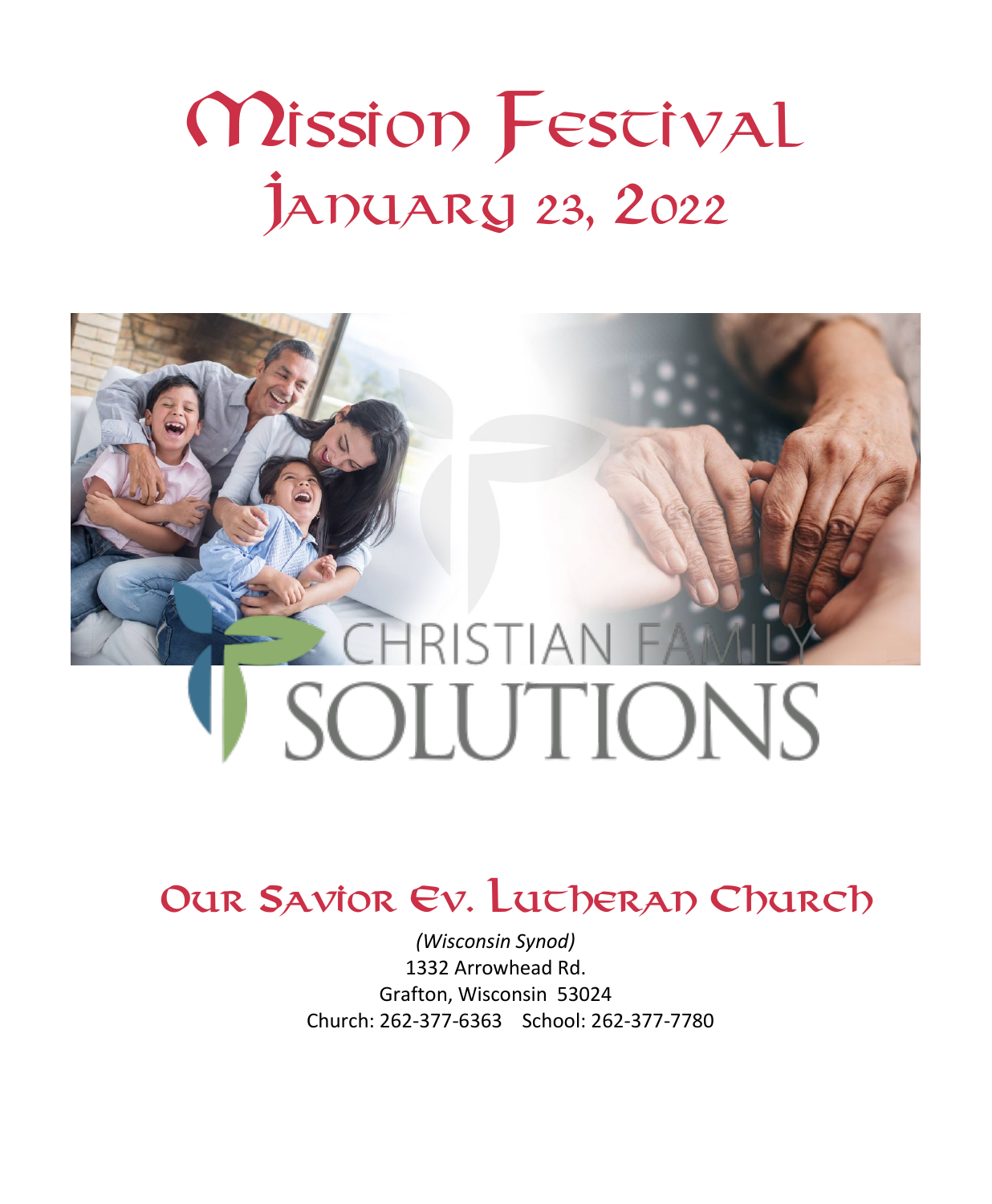# Mission Festival
# January 23, 2022

CHRISTIAN FAMILY SOLUTIONS

## Our Savior Ev. Lutheran Church

*(Wisconsin Synod)*
1332 Arrowhead Rd.
Grafton, Wisconsin 53024
Church: 262-377-6363 School: 262-377-7780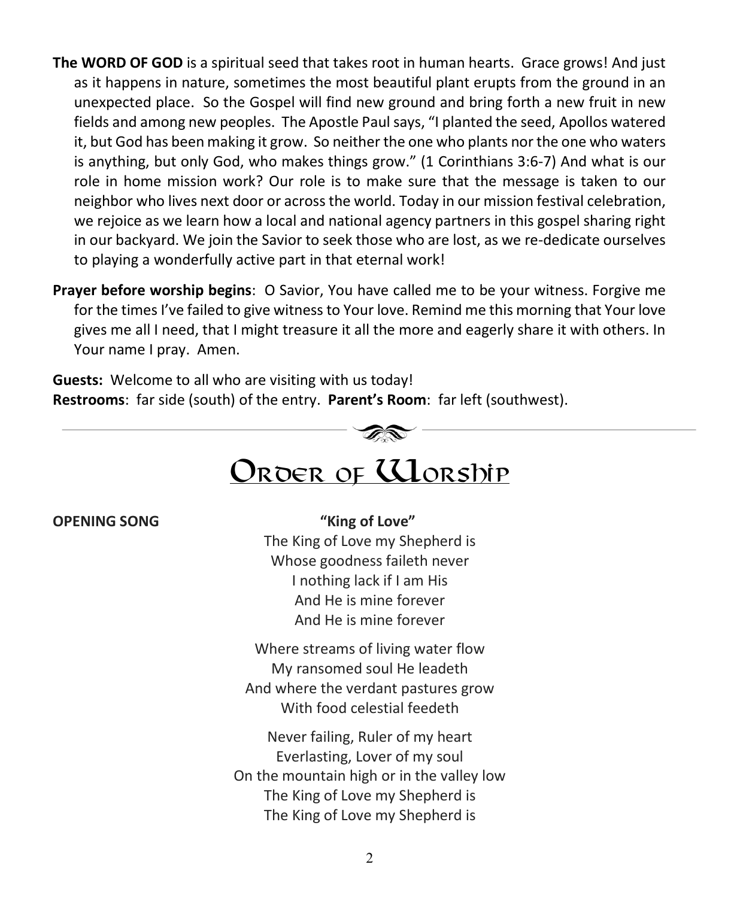**The WORD OF GOD** is a spiritual seed that takes root in human hearts. Grace grows! And just as it happens in nature, sometimes the most beautiful plant erupts from the ground in an unexpected place. So the Gospel will find new ground and bring forth a new fruit in new fields and among new peoples. The Apostle Paul says, "I planted the seed, Apollos watered it, but God has been making it grow. So neither the one who plants nor the one who waters is anything, but only God, who makes things grow." (1 Corinthians 3:6-7) And what is our role in home mission work? Our role is to make sure that the message is taken to our neighbor who lives next door or across the world. Today in our mission festival celebration, we rejoice as we learn how a local and national agency partners in this gospel sharing right in our backyard. We join the Savior to seek those who are lost, as we re-dedicate ourselves to playing a wonderfully active part in that eternal work!

**Prayer before worship begins**: O Savior, You have called me to be your witness. Forgive me for the times I've failed to give witness to Your love. Remind me this morning that Your love gives me all I need, that I might treasure it all the more and eagerly share it with others. In Your name I pray. Amen.

**Guests:** Welcome to all who are visiting with us today!
**Restrooms**: far side (south) of the entry. **Parent's Room**: far left (southwest).

# Order of Worship

**OPENING SONG** **"King of Love"**

The King of Love my Shepherd is
Whose goodness faileth never
I nothing lack if I am His
And He is mine forever
And He is mine forever

Where streams of living water flow
My ransomed soul He leadeth
And where the verdant pastures grow
With food celestial feedeth

Never failing, Ruler of my heart
Everlasting, Lover of my soul
On the mountain high or in the valley low
The King of Love my Shepherd is
The King of Love my Shepherd is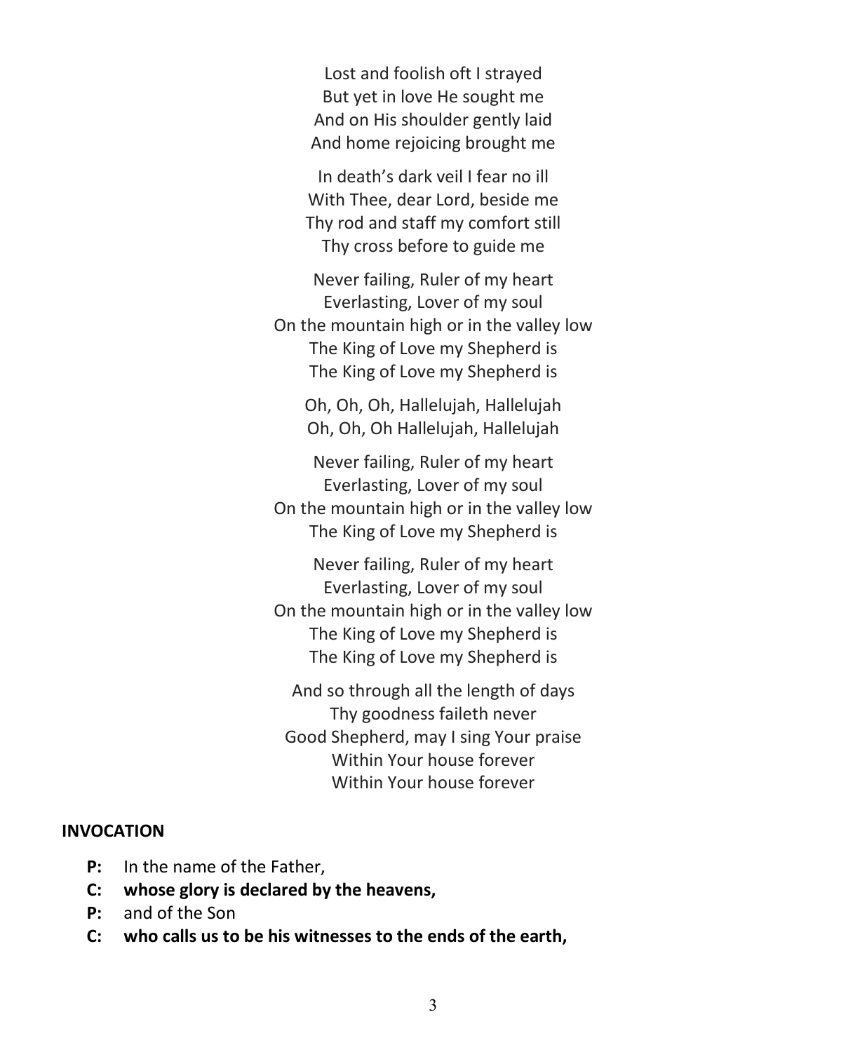Lost and foolish oft I strayed
But yet in love He sought me
And on His shoulder gently laid
And home rejoicing brought me

In death's dark veil I fear no ill
With Thee, dear Lord, beside me
Thy rod and staff my comfort still
Thy cross before to guide me

Never failing, Ruler of my heart
Everlasting, Lover of my soul
On the mountain high or in the valley low
The King of Love my Shepherd is
The King of Love my Shepherd is

Oh, Oh, Oh, Hallelujah, Hallelujah
Oh, Oh, Oh Hallelujah, Hallelujah

Never failing, Ruler of my heart
Everlasting, Lover of my soul
On the mountain high or in the valley low
The King of Love my Shepherd is

Never failing, Ruler of my heart
Everlasting, Lover of my soul
On the mountain high or in the valley low
The King of Love my Shepherd is
The King of Love my Shepherd is

And so through all the length of days
Thy goodness faileth never
Good Shepherd, may I sing Your praise
Within Your house forever
Within Your house forever

**INVOCATION**

**P:** In the name of the Father,
**C: whose glory is declared by the heavens,**
**P:** and of the Son
**C: who calls us to be his witnesses to the ends of the earth,**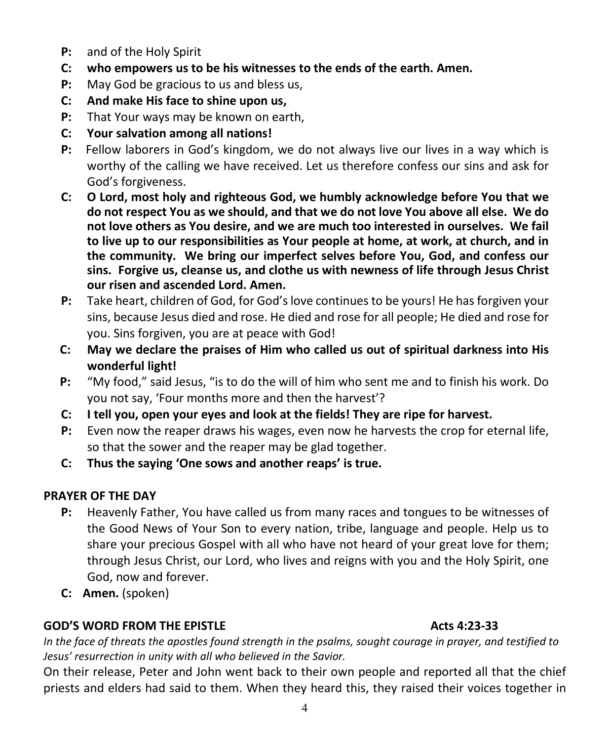**P:** and of the Holy Spirit

**C: who empowers us to be his witnesses to the ends of the earth. Amen.**

**P:** May God be gracious to us and bless us,

**C: And make His face to shine upon us,**

**P:** That Your ways may be known on earth,

**C: Your salvation among all nations!**

**P:** Fellow laborers in God's kingdom, we do not always live our lives in a way which is worthy of the calling we have received. Let us therefore confess our sins and ask for God's forgiveness.

**C: O Lord, most holy and righteous God, we humbly acknowledge before You that we do not respect You as we should, and that we do not love You above all else. We do not love others as You desire, and we are much too interested in ourselves. We fail to live up to our responsibilities as Your people at home, at work, at church, and in the community. We bring our imperfect selves before You, God, and confess our sins. Forgive us, cleanse us, and clothe us with newness of life through Jesus Christ our risen and ascended Lord. Amen.**

**P:** Take heart, children of God, for God's love continues to be yours! He has forgiven your sins, because Jesus died and rose. He died and rose for all people; He died and rose for you. Sins forgiven, you are at peace with God!

**C: May we declare the praises of Him who called us out of spiritual darkness into His wonderful light!**

**P:** "My food," said Jesus, "is to do the will of him who sent me and to finish his work. Do you not say, 'Four months more and then the harvest'?

**C: I tell you, open your eyes and look at the fields! They are ripe for harvest.**

**P:** Even now the reaper draws his wages, even now he harvests the crop for eternal life, so that the sower and the reaper may be glad together.

**C: Thus the saying 'One sows and another reaps' is true.**

## PRAYER OF THE DAY

**P:** Heavenly Father, You have called us from many races and tongues to be witnesses of the Good News of Your Son to every nation, tribe, language and people. Help us to share your precious Gospel with all who have not heard of your great love for them; through Jesus Christ, our Lord, who lives and reigns with you and the Holy Spirit, one God, now and forever.

**C: Amen.** (spoken)

## GOD'S WORD FROM THE EPISTLE — Acts 4:23-33

*In the face of threats the apostles found strength in the psalms, sought courage in prayer, and testified to Jesus' resurrection in unity with all who believed in the Savior.*

On their release, Peter and John went back to their own people and reported all that the chief priests and elders had said to them. When they heard this, they raised their voices together in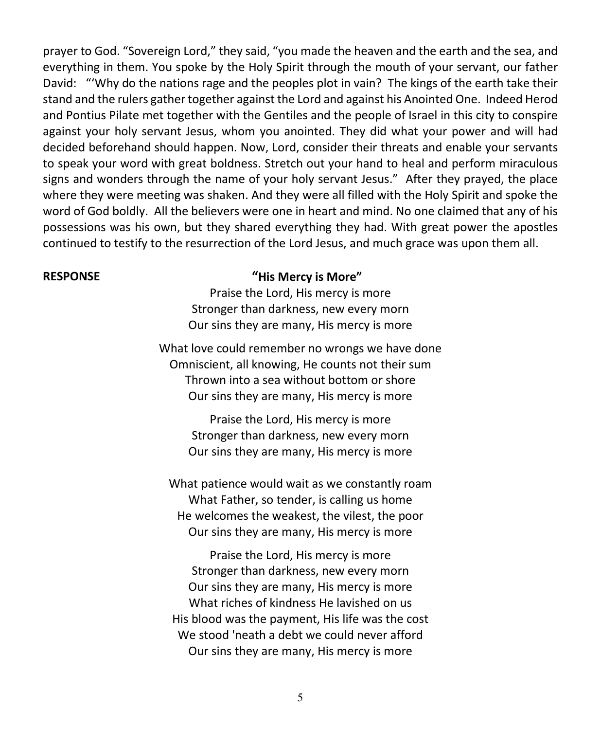prayer to God. “Sovereign Lord,” they said, “you made the heaven and the earth and the sea, and everything in them. You spoke by the Holy Spirit through the mouth of your servant, our father David: “‘Why do the nations rage and the peoples plot in vain? The kings of the earth take their stand and the rulers gather together against the Lord and against his Anointed One. Indeed Herod and Pontius Pilate met together with the Gentiles and the people of Israel in this city to conspire against your holy servant Jesus, whom you anointed. They did what your power and will had decided beforehand should happen. Now, Lord, consider their threats and enable your servants to speak your word with great boldness. Stretch out your hand to heal and perform miraculous signs and wonders through the name of your holy servant Jesus.” After they prayed, the place where they were meeting was shaken. And they were all filled with the Holy Spirit and spoke the word of God boldly. All the believers were one in heart and mind. No one claimed that any of his possessions was his own, but they shared everything they had. With great power the apostles continued to testify to the resurrection of the Lord Jesus, and much grace was upon them all.

**RESPONSE** **“His Mercy is More”**

Praise the Lord, His mercy is more
Stronger than darkness, new every morn
Our sins they are many, His mercy is more

What love could remember no wrongs we have done
Omniscient, all knowing, He counts not their sum
Thrown into a sea without bottom or shore
Our sins they are many, His mercy is more

Praise the Lord, His mercy is more
Stronger than darkness, new every morn
Our sins they are many, His mercy is more

What patience would wait as we constantly roam
What Father, so tender, is calling us home
He welcomes the weakest, the vilest, the poor
Our sins they are many, His mercy is more

Praise the Lord, His mercy is more
Stronger than darkness, new every morn
Our sins they are many, His mercy is more
What riches of kindness He lavished on us
His blood was the payment, His life was the cost
We stood 'neath a debt we could never afford
Our sins they are many, His mercy is more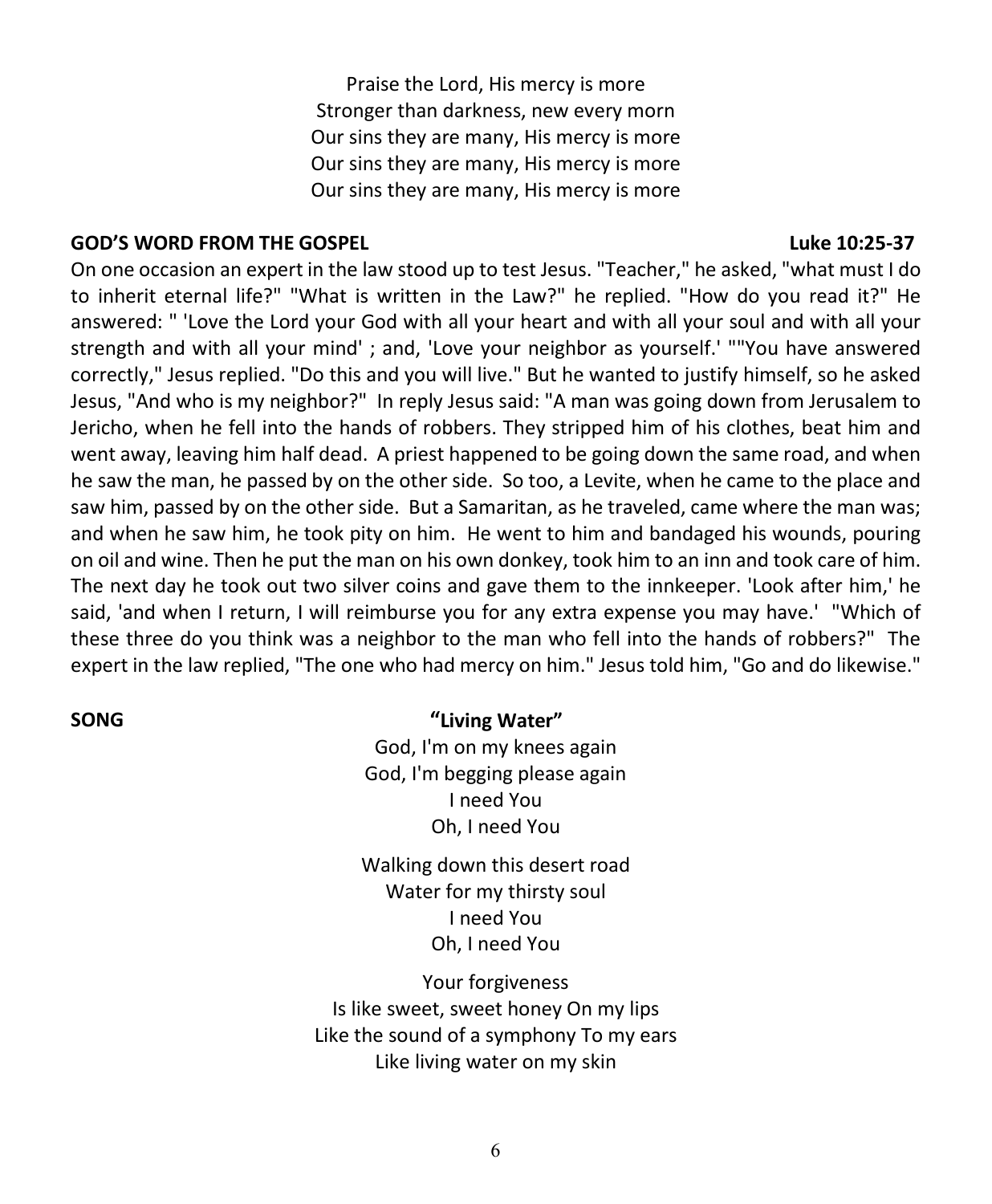Praise the Lord, His mercy is more  
Stronger than darkness, new every morn  
Our sins they are many, His mercy is more  
Our sins they are many, His mercy is more  
Our sins they are many, His mercy is more

**GOD'S WORD FROM THE GOSPEL** **Luke 10:25-37**

On one occasion an expert in the law stood up to test Jesus. "Teacher," he asked, "what must I do to inherit eternal life?" "What is written in the Law?" he replied. "How do you read it?" He answered: " 'Love the Lord your God with all your heart and with all your soul and with all your strength and with all your mind' ; and, 'Love your neighbor as yourself.' ""You have answered correctly," Jesus replied. "Do this and you will live." But he wanted to justify himself, so he asked Jesus, "And who is my neighbor?" In reply Jesus said: "A man was going down from Jerusalem to Jericho, when he fell into the hands of robbers. They stripped him of his clothes, beat him and went away, leaving him half dead. A priest happened to be going down the same road, and when he saw the man, he passed by on the other side. So too, a Levite, when he came to the place and saw him, passed by on the other side. But a Samaritan, as he traveled, came where the man was; and when he saw him, he took pity on him. He went to him and bandaged his wounds, pouring on oil and wine. Then he put the man on his own donkey, took him to an inn and took care of him. The next day he took out two silver coins and gave them to the innkeeper. 'Look after him,' he said, 'and when I return, I will reimburse you for any extra expense you may have.' "Which of these three do you think was a neighbor to the man who fell into the hands of robbers?" The expert in the law replied, "The one who had mercy on him." Jesus told him, "Go and do likewise."

**SONG** **"Living Water"**

God, I'm on my knees again  
God, I'm begging please again  
I need You  
Oh, I need You

Walking down this desert road  
Water for my thirsty soul  
I need You  
Oh, I need You

Your forgiveness  
Is like sweet, sweet honey On my lips  
Like the sound of a symphony To my ears  
Like living water on my skin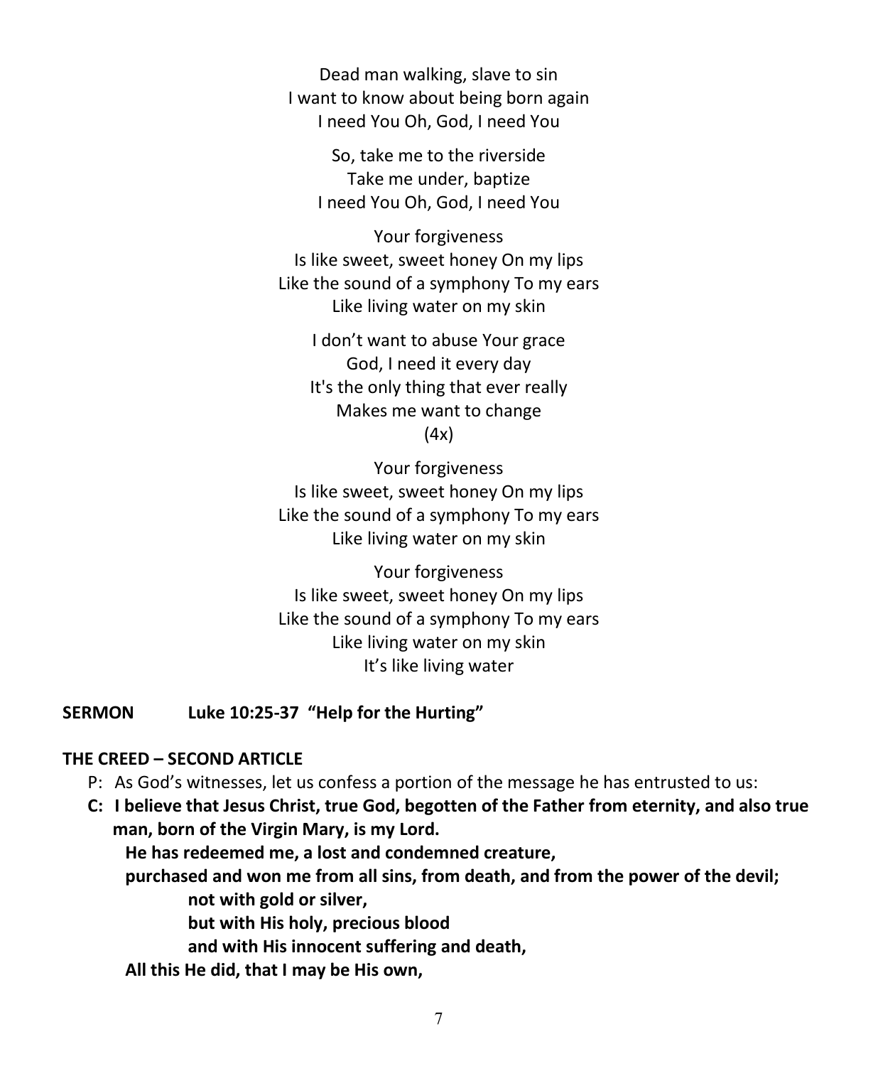Dead man walking, slave to sin
I want to know about being born again
I need You Oh, God, I need You

So, take me to the riverside
Take me under, baptize
I need You Oh, God, I need You

Your forgiveness
Is like sweet, sweet honey On my lips
Like the sound of a symphony To my ears
Like living water on my skin

I don't want to abuse Your grace
God, I need it every day
It's the only thing that ever really
Makes me want to change
(4x)

Your forgiveness
Is like sweet, sweet honey On my lips
Like the sound of a symphony To my ears
Like living water on my skin

Your forgiveness
Is like sweet, sweet honey On my lips
Like the sound of a symphony To my ears
Like living water on my skin
It's like living water

**SERMON** **Luke 10:25-37 "Help for the Hurting"**

**THE CREED – SECOND ARTICLE**

P: As God's witnesses, let us confess a portion of the message he has entrusted to us:

**C: I believe that Jesus Christ, true God, begotten of the Father from eternity, and also true man, born of the Virgin Mary, is my Lord.**
**He has redeemed me, a lost and condemned creature,**
**purchased and won me from all sins, from death, and from the power of the devil;**
**not with gold or silver,**
**but with His holy, precious blood**
**and with His innocent suffering and death,**
**All this He did, that I may be His own,**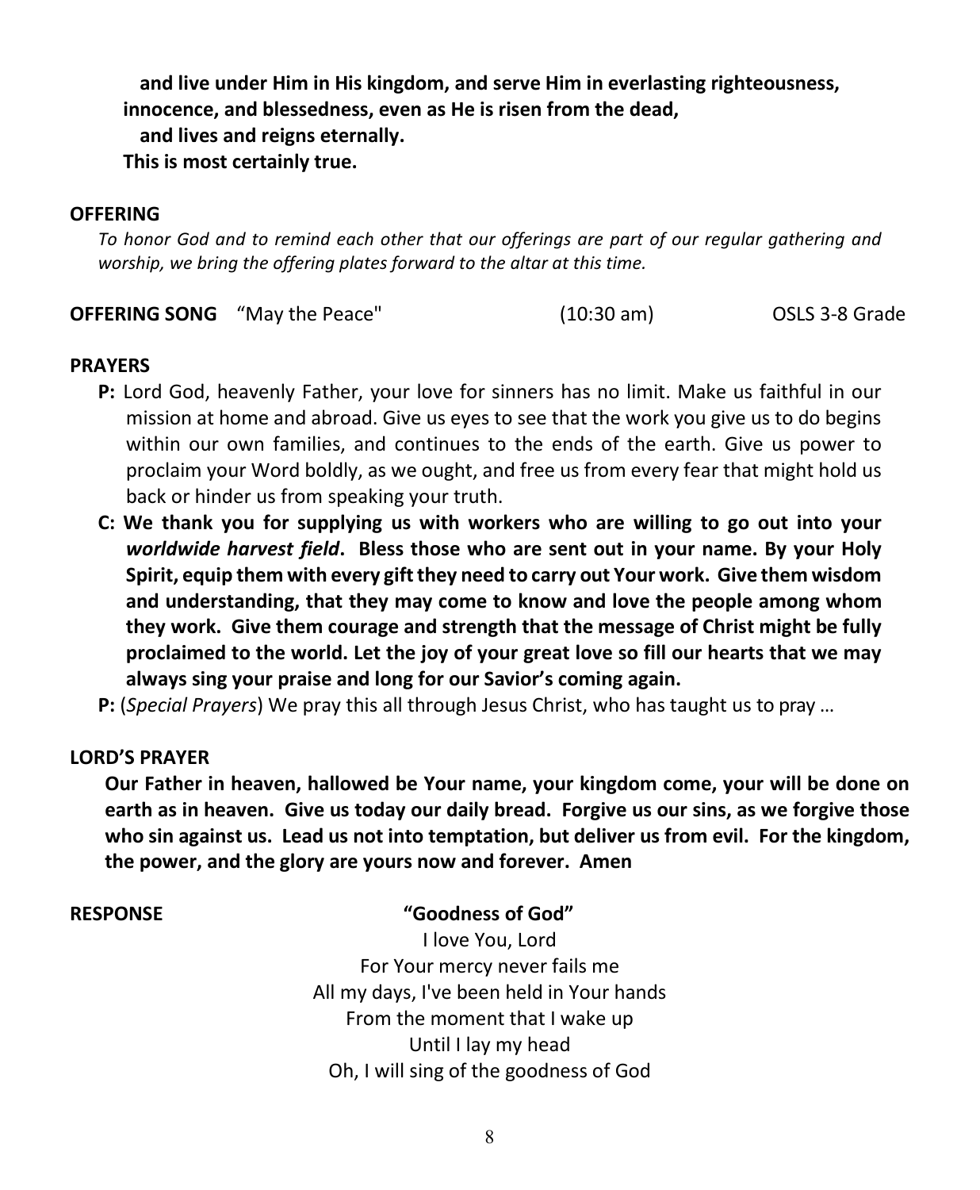**and live under Him in His kingdom, and serve Him in everlasting righteousness, innocence, and blessedness, even as He is risen from the dead, and lives and reigns eternally.**
**This is most certainly true.**

**OFFERING**

*To honor God and to remind each other that our offerings are part of our regular gathering and worship, we bring the offering plates forward to the altar at this time.*

**OFFERING SONG** "May the Peace" (10:30 am) OSLS 3-8 Grade

**PRAYERS**

**P:** Lord God, heavenly Father, your love for sinners has no limit. Make us faithful in our mission at home and abroad. Give us eyes to see that the work you give us to do begins within our own families, and continues to the ends of the earth. Give us power to proclaim your Word boldly, as we ought, and free us from every fear that might hold us back or hinder us from speaking your truth.

**C: We thank you for supplying us with workers who are willing to go out into your *worldwide harvest field*. Bless those who are sent out in your name. By your Holy Spirit, equip them with every gift they need to carry out Your work. Give them wisdom and understanding, that they may come to know and love the people among whom they work. Give them courage and strength that the message of Christ might be fully proclaimed to the world. Let the joy of your great love so fill our hearts that we may always sing your praise and long for our Savior's coming again.**

**P:** (*Special Prayers*) We pray this all through Jesus Christ, who has taught us to pray …

**LORD'S PRAYER**

**Our Father in heaven, hallowed be Your name, your kingdom come, your will be done on earth as in heaven. Give us today our daily bread. Forgive us our sins, as we forgive those who sin against us. Lead us not into temptation, but deliver us from evil. For the kingdom, the power, and the glory are yours now and forever. Amen**

**RESPONSE** **"Goodness of God"**

I love You, Lord
For Your mercy never fails me
All my days, I've been held in Your hands
From the moment that I wake up
Until I lay my head
Oh, I will sing of the goodness of God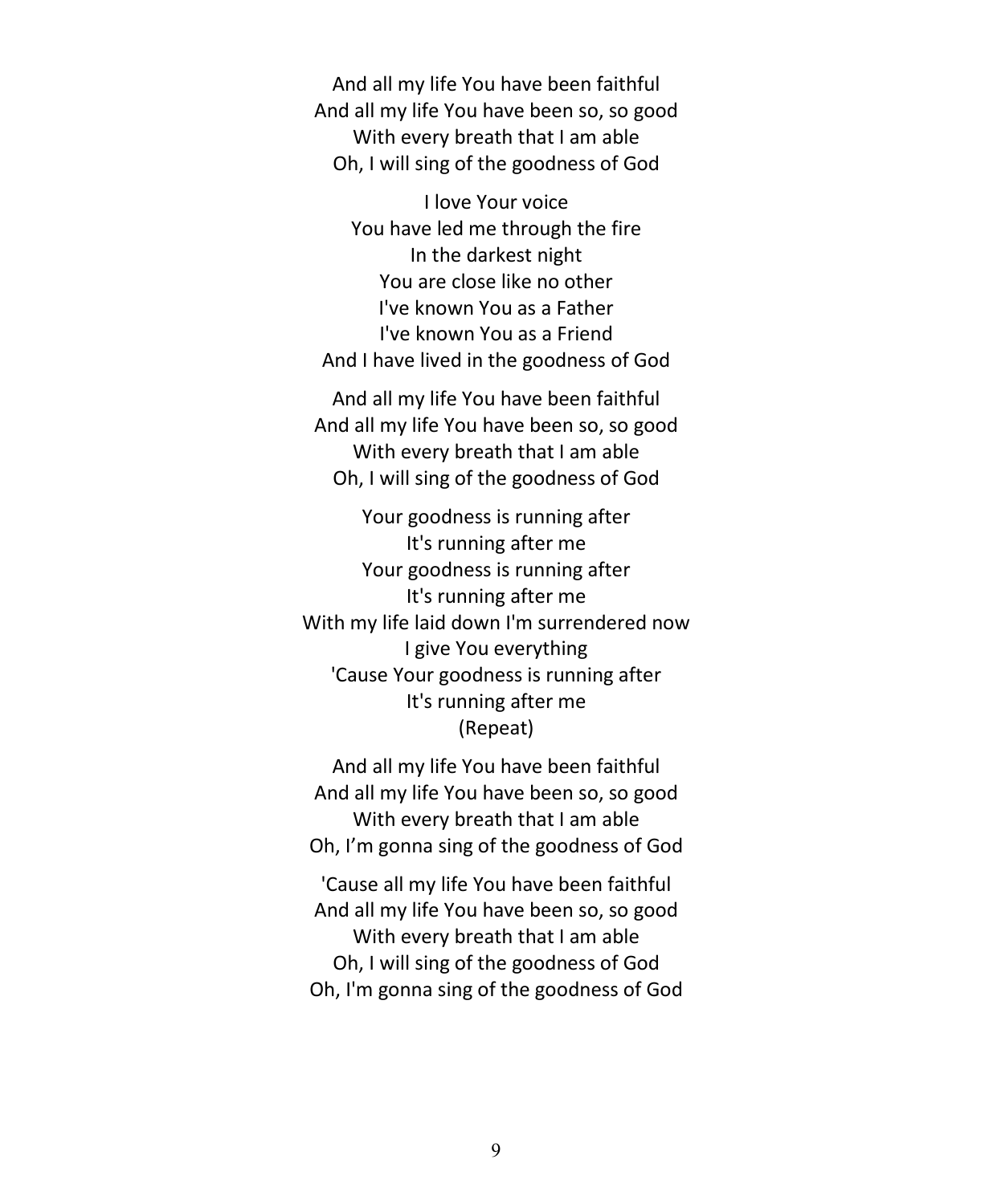And all my life You have been faithful
And all my life You have been so, so good
With every breath that I am able
Oh, I will sing of the goodness of God

I love Your voice
You have led me through the fire
In the darkest night
You are close like no other
I've known You as a Father
I've known You as a Friend
And I have lived in the goodness of God

And all my life You have been faithful
And all my life You have been so, so good
With every breath that I am able
Oh, I will sing of the goodness of God

Your goodness is running after
It's running after me
Your goodness is running after
It's running after me
With my life laid down I'm surrendered now
I give You everything
'Cause Your goodness is running after
It's running after me
(Repeat)

And all my life You have been faithful
And all my life You have been so, so good
With every breath that I am able
Oh, I'm gonna sing of the goodness of God

'Cause all my life You have been faithful
And all my life You have been so, so good
With every breath that I am able
Oh, I will sing of the goodness of God
Oh, I'm gonna sing of the goodness of God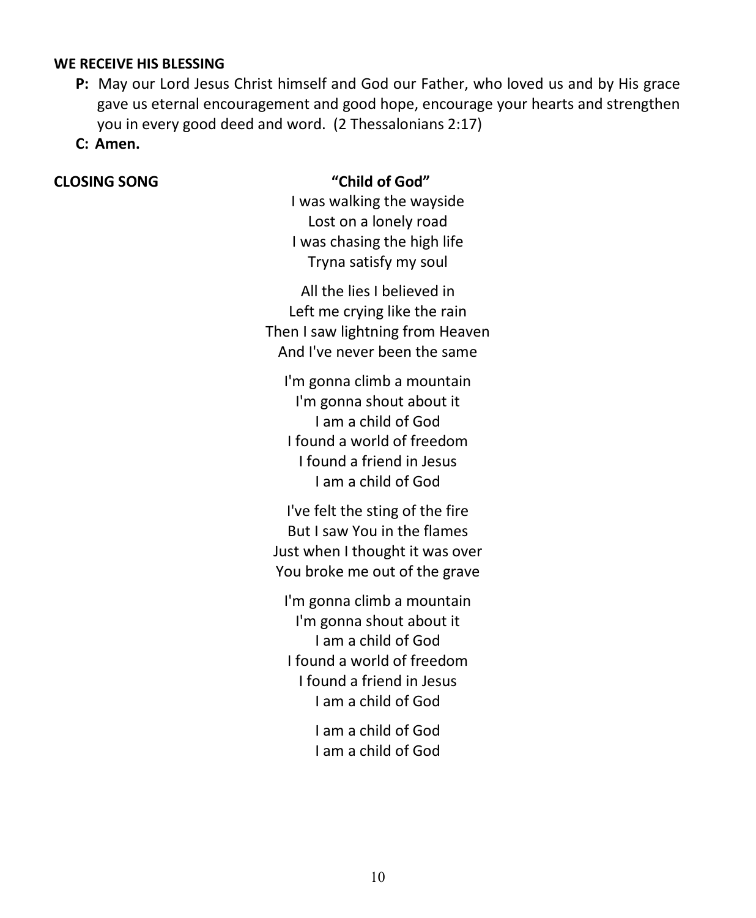**WE RECEIVE HIS BLESSING**

**P:** May our Lord Jesus Christ himself and God our Father, who loved us and by His grace gave us eternal encouragement and good hope, encourage your hearts and strengthen you in every good deed and word. (2 Thessalonians 2:17)

**C: Amen.**

**CLOSING SONG** **"Child of God"**

I was walking the wayside
Lost on a lonely road
I was chasing the high life
Tryna satisfy my soul

All the lies I believed in
Left me crying like the rain
Then I saw lightning from Heaven
And I've never been the same

I'm gonna climb a mountain
I'm gonna shout about it
I am a child of God
I found a world of freedom
I found a friend in Jesus
I am a child of God

I've felt the sting of the fire
But I saw You in the flames
Just when I thought it was over
You broke me out of the grave

I'm gonna climb a mountain
I'm gonna shout about it
I am a child of God
I found a world of freedom
I found a friend in Jesus
I am a child of God

I am a child of God
I am a child of God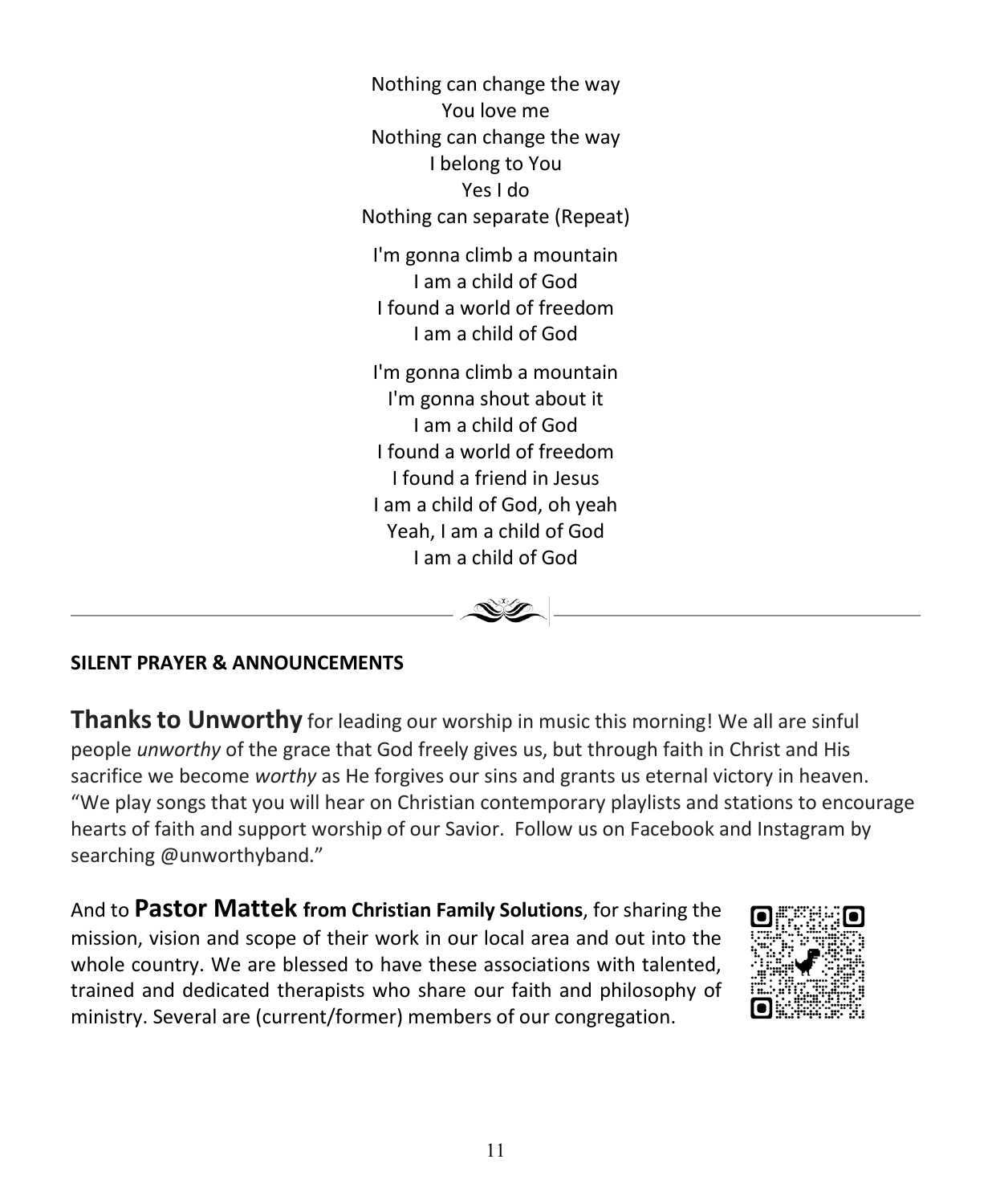Nothing can change the way
You love me
Nothing can change the way
I belong to You
Yes I do
Nothing can separate (Repeat)

I'm gonna climb a mountain
I am a child of God
I found a world of freedom
I am a child of God

I'm gonna climb a mountain
I'm gonna shout about it
I am a child of God
I found a world of freedom
I found a friend in Jesus
I am a child of God, oh yeah
Yeah, I am a child of God
I am a child of God

---

**SILENT PRAYER & ANNOUNCEMENTS**

**Thanks to Unworthy** for leading our worship in music this morning! We all are sinful people *unworthy* of the grace that God freely gives us, but through faith in Christ and His sacrifice we become *worthy* as He forgives our sins and grants us eternal victory in heaven. "We play songs that you will hear on Christian contemporary playlists and stations to encourage hearts of faith and support worship of our Savior. Follow us on Facebook and Instagram by searching @unworthyband."

And to **Pastor Mattek from Christian Family Solutions**, for sharing the mission, vision and scope of their work in our local area and out into the whole country. We are blessed to have these associations with talented, trained and dedicated therapists who share our faith and philosophy of ministry. Several are (current/former) members of our congregation.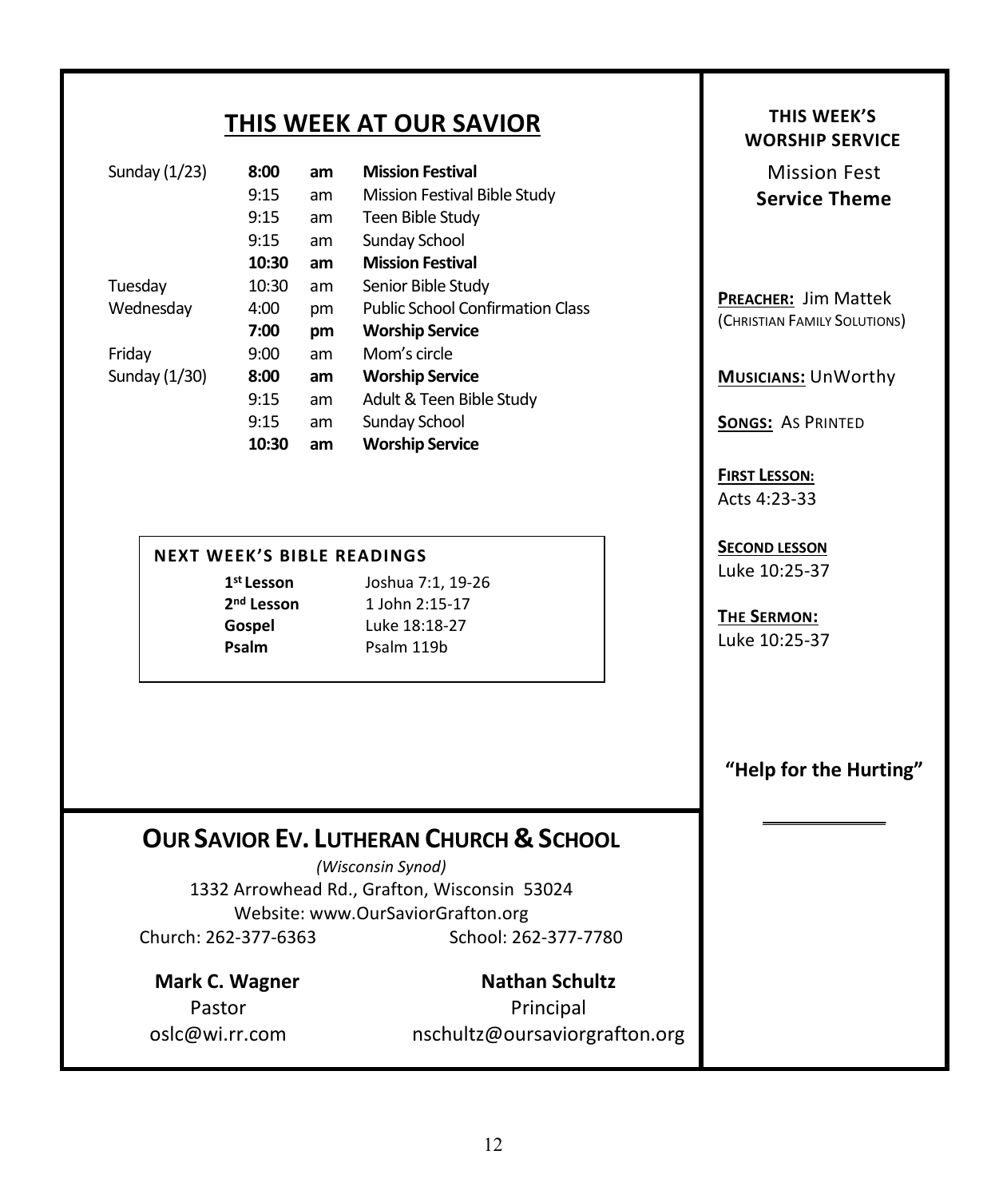## THIS WEEK AT OUR SAVIOR

| | | | |
|---|---|---|---|
| Sunday (1/23) | **8:00** | **am** | **Mission Festival** |
| | 9:15 | am | Mission Festival Bible Study |
| | 9:15 | am | Teen Bible Study |
| | 9:15 | am | Sunday School |
| | **10:30** | **am** | **Mission Festival** |
| Tuesday | 10:30 | am | Senior Bible Study |
| Wednesday | 4:00 | pm | Public School Confirmation Class |
| | **7:00** | **pm** | **Worship Service** |
| Friday | 9:00 | am | Mom's circle |
| Sunday (1/30) | **8:00** | **am** | **Worship Service** |
| | 9:15 | am | Adult & Teen Bible Study |
| | 9:15 | am | Sunday School |
| | **10:30** | **am** | **Worship Service** |

### NEXT WEEK'S BIBLE READINGS

| | |
|---|---|
| **1st Lesson** | Joshua 7:1, 19-26 |
| **2nd Lesson** | 1 John 2:15-17 |
| **Gospel** | Luke 18:18-27 |
| **Psalm** | Psalm 119b |

### THIS WEEK'S WORSHIP SERVICE

Mission Fest

**Service Theme**

**PREACHER:** Jim Mattek
(CHRISTIAN FAMILY SOLUTIONS)

**MUSICIANS:** UnWorthy

**SONGS:** AS PRINTED

**FIRST LESSON:**
Acts 4:23-33

**SECOND LESSON**
Luke 10:25-37

**THE SERMON:**
Luke 10:25-37

**"Help for the Hurting"**

## OUR SAVIOR EV. LUTHERAN CHURCH & SCHOOL

*(Wisconsin Synod)*

1332 Arrowhead Rd., Grafton, Wisconsin 53024

Website: www.OurSaviorGrafton.org

Church: 262-377-6363 School: 262-377-7780

**Mark C. Wagner**
Pastor
oslc@wi.rr.com

**Nathan Schultz**
Principal
nschultz@oursaviorgrafton.org